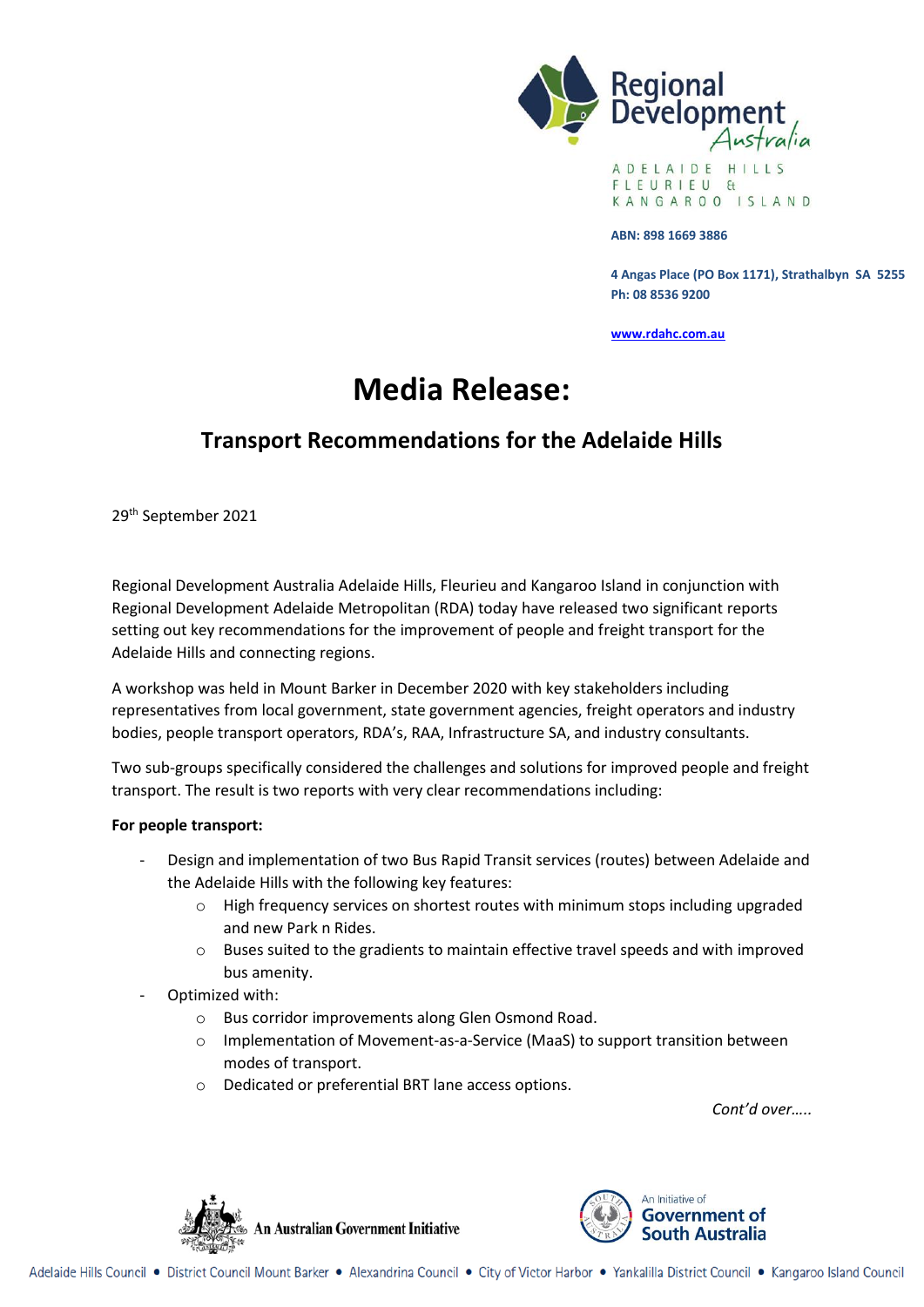Regional Development Australia

ADELAIDE HILLS
FLEURIEU &
KANGAROO ISLAND

**ABN: 898 1669 3886**

**4 Angas Place (PO Box 1171), Strathalbyn SA 5255**
**Ph: 08 8536 9200**

**www.rdahc.com.au**

# Media Release:

## Transport Recommendations for the Adelaide Hills

29th September 2021

Regional Development Australia Adelaide Hills, Fleurieu and Kangaroo Island in conjunction with Regional Development Adelaide Metropolitan (RDA) today have released two significant reports setting out key recommendations for the improvement of people and freight transport for the Adelaide Hills and connecting regions.

A workshop was held in Mount Barker in December 2020 with key stakeholders including representatives from local government, state government agencies, freight operators and industry bodies, people transport operators, RDA's, RAA, Infrastructure SA, and industry consultants.

Two sub-groups specifically considered the challenges and solutions for improved people and freight transport. The result is two reports with very clear recommendations including:

**For people transport:**

- Design and implementation of two Bus Rapid Transit services (routes) between Adelaide and the Adelaide Hills with the following key features:
  - High frequency services on shortest routes with minimum stops including upgraded and new Park n Rides.
  - Buses suited to the gradients to maintain effective travel speeds and with improved bus amenity.
- Optimized with:
  - Bus corridor improvements along Glen Osmond Road.
  - Implementation of Movement-as-a-Service (MaaS) to support transition between modes of transport.
  - Dedicated or preferential BRT lane access options.

*Cont'd over…..*

An Australian Government Initiative

An Initiative of Government of South Australia

Adelaide Hills Council • District Council Mount Barker • Alexandrina Council • City of Victor Harbor • Yankalilla District Council • Kangaroo Island Council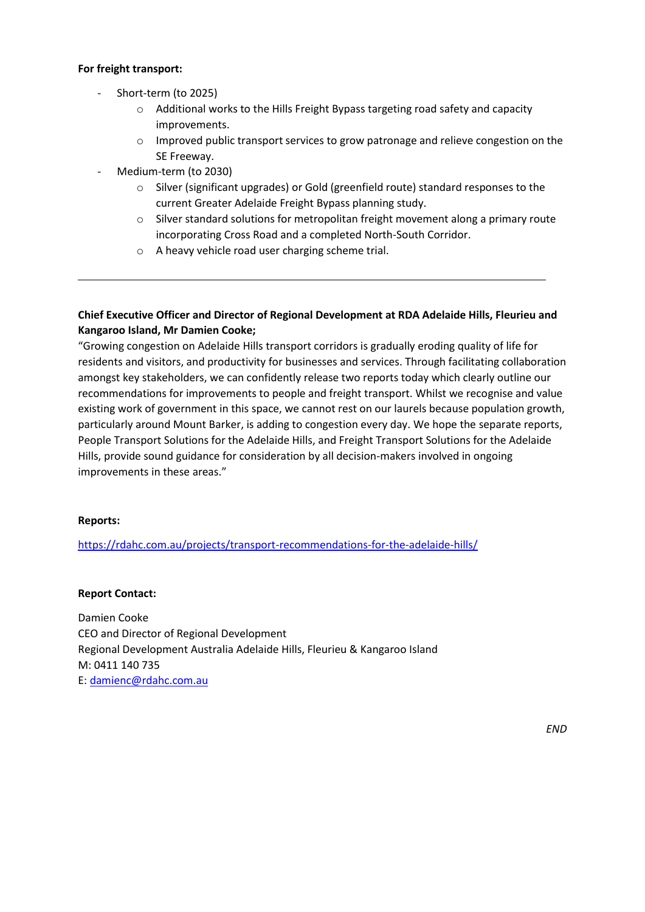**For freight transport:**

- Short-term (to 2025)
  - Additional works to the Hills Freight Bypass targeting road safety and capacity improvements.
  - Improved public transport services to grow patronage and relieve congestion on the SE Freeway.
- Medium-term (to 2030)
  - Silver (significant upgrades) or Gold (greenfield route) standard responses to the current Greater Adelaide Freight Bypass planning study.
  - Silver standard solutions for metropolitan freight movement along a primary route incorporating Cross Road and a completed North-South Corridor.
  - A heavy vehicle road user charging scheme trial.

---

**Chief Executive Officer and Director of Regional Development at RDA Adelaide Hills, Fleurieu and Kangaroo Island, Mr Damien Cooke;**

"Growing congestion on Adelaide Hills transport corridors is gradually eroding quality of life for residents and visitors, and productivity for businesses and services. Through facilitating collaboration amongst key stakeholders, we can confidently release two reports today which clearly outline our recommendations for improvements to people and freight transport. Whilst we recognise and value existing work of government in this space, we cannot rest on our laurels because population growth, particularly around Mount Barker, is adding to congestion every day. We hope the separate reports, People Transport Solutions for the Adelaide Hills, and Freight Transport Solutions for the Adelaide Hills, provide sound guidance for consideration by all decision-makers involved in ongoing improvements in these areas."

**Reports:**

https://rdahc.com.au/projects/transport-recommendations-for-the-adelaide-hills/

**Report Contact:**

Damien Cooke
CEO and Director of Regional Development
Regional Development Australia Adelaide Hills, Fleurieu & Kangaroo Island
M: 0411 140 735
E: damienc@rdahc.com.au

*END*